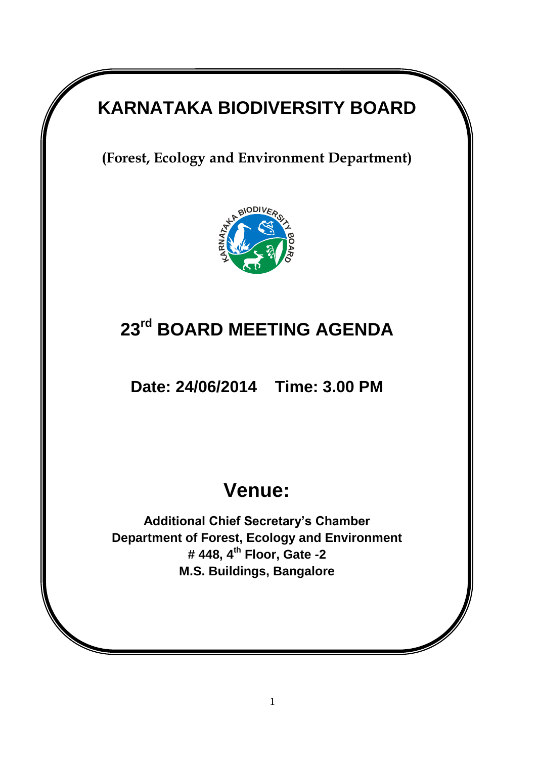# KARNATAKA BIODIVERSITY BOARD

**(Forest, Ecology and Environment Department)**

# 23rd BOARD MEETING AGENDA

## Date: 24/06/2014 Time: 3.00 PM

# Venue:

**Additional Chief Secretary's Chamber**
**Department of Forest, Ecology and Environment**
**# 448, 4th Floor, Gate -2**
**M.S. Buildings, Bangalore**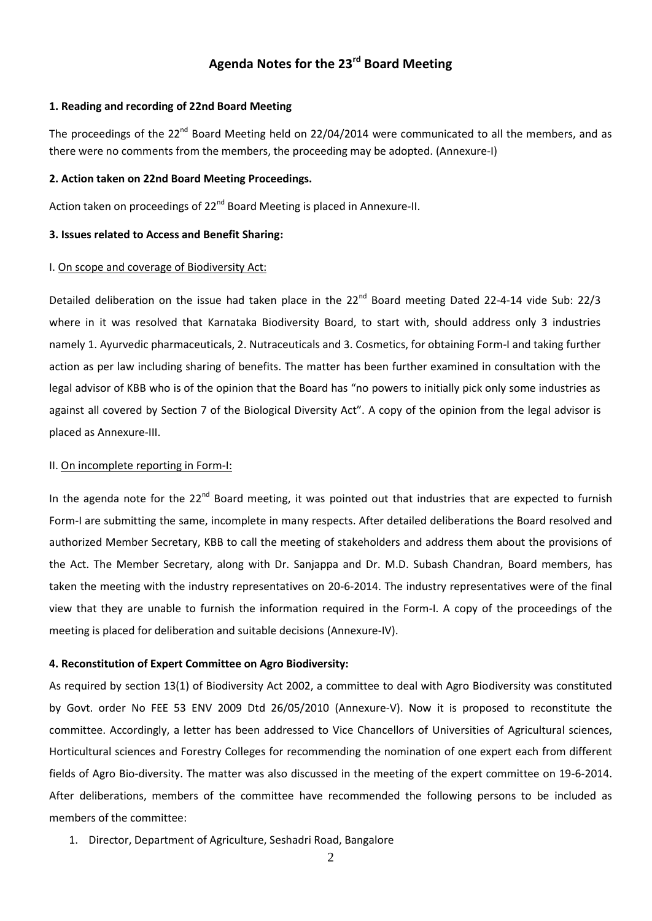# Agenda Notes for the 23rd Board Meeting

**1. Reading and recording of 22nd Board Meeting**

The proceedings of the 22nd Board Meeting held on 22/04/2014 were communicated to all the members, and as there were no comments from the members, the proceeding may be adopted. (Annexure-I)

**2. Action taken on 22nd Board Meeting Proceedings.**

Action taken on proceedings of 22nd Board Meeting is placed in Annexure-II.

**3. Issues related to Access and Benefit Sharing:**

I. On scope and coverage of Biodiversity Act:

Detailed deliberation on the issue had taken place in the 22nd Board meeting Dated 22-4-14 vide Sub: 22/3 where in it was resolved that Karnataka Biodiversity Board, to start with, should address only 3 industries namely 1. Ayurvedic pharmaceuticals, 2. Nutraceuticals and 3. Cosmetics, for obtaining Form-I and taking further action as per law including sharing of benefits. The matter has been further examined in consultation with the legal advisor of KBB who is of the opinion that the Board has "no powers to initially pick only some industries as against all covered by Section 7 of the Biological Diversity Act". A copy of the opinion from the legal advisor is placed as Annexure-III.

II. On incomplete reporting in Form-I:

In the agenda note for the 22nd Board meeting, it was pointed out that industries that are expected to furnish Form-I are submitting the same, incomplete in many respects. After detailed deliberations the Board resolved and authorized Member Secretary, KBB to call the meeting of stakeholders and address them about the provisions of the Act. The Member Secretary, along with Dr. Sanjappa and Dr. M.D. Subash Chandran, Board members, has taken the meeting with the industry representatives on 20-6-2014. The industry representatives were of the final view that they are unable to furnish the information required in the Form-I. A copy of the proceedings of the meeting is placed for deliberation and suitable decisions (Annexure-IV).

**4. Reconstitution of Expert Committee on Agro Biodiversity:**

As required by section 13(1) of Biodiversity Act 2002, a committee to deal with Agro Biodiversity was constituted by Govt. order No FEE 53 ENV 2009 Dtd 26/05/2010 (Annexure-V). Now it is proposed to reconstitute the committee. Accordingly, a letter has been addressed to Vice Chancellors of Universities of Agricultural sciences, Horticultural sciences and Forestry Colleges for recommending the nomination of one expert each from different fields of Agro Bio-diversity. The matter was also discussed in the meeting of the expert committee on 19-6-2014. After deliberations, members of the committee have recommended the following persons to be included as members of the committee:

1. Director, Department of Agriculture, Seshadri Road, Bangalore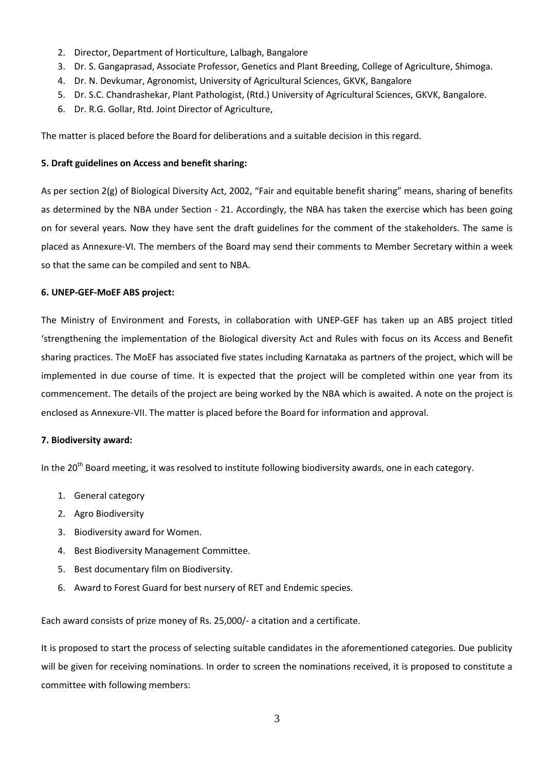2. Director, Department of Horticulture, Lalbagh, Bangalore
3. Dr. S. Gangaprasad, Associate Professor, Genetics and Plant Breeding, College of Agriculture, Shimoga.
4. Dr. N. Devkumar, Agronomist, University of Agricultural Sciences, GKVK, Bangalore
5. Dr. S.C. Chandrashekar, Plant Pathologist, (Rtd.) University of Agricultural Sciences, GKVK, Bangalore.
6. Dr. R.G. Gollar, Rtd. Joint Director of Agriculture,

The matter is placed before the Board for deliberations and a suitable decision in this regard.

**5. Draft guidelines on Access and benefit sharing:**

As per section 2(g) of Biological Diversity Act, 2002, "Fair and equitable benefit sharing" means, sharing of benefits as determined by the NBA under Section - 21. Accordingly, the NBA has taken the exercise which has been going on for several years. Now they have sent the draft guidelines for the comment of the stakeholders. The same is placed as Annexure-VI. The members of the Board may send their comments to Member Secretary within a week so that the same can be compiled and sent to NBA.

**6. UNEP-GEF-MoEF ABS project:**

The Ministry of Environment and Forests, in collaboration with UNEP-GEF has taken up an ABS project titled 'strengthening the implementation of the Biological diversity Act and Rules with focus on its Access and Benefit sharing practices. The MoEF has associated five states including Karnataka as partners of the project, which will be implemented in due course of time. It is expected that the project will be completed within one year from its commencement. The details of the project are being worked by the NBA which is awaited. A note on the project is enclosed as Annexure-VII. The matter is placed before the Board for information and approval.

**7. Biodiversity award:**

In the 20th Board meeting, it was resolved to institute following biodiversity awards, one in each category.

1. General category
2. Agro Biodiversity
3. Biodiversity award for Women.
4. Best Biodiversity Management Committee.
5. Best documentary film on Biodiversity.
6. Award to Forest Guard for best nursery of RET and Endemic species.

Each award consists of prize money of Rs. 25,000/- a citation and a certificate.

It is proposed to start the process of selecting suitable candidates in the aforementioned categories. Due publicity will be given for receiving nominations. In order to screen the nominations received, it is proposed to constitute a committee with following members: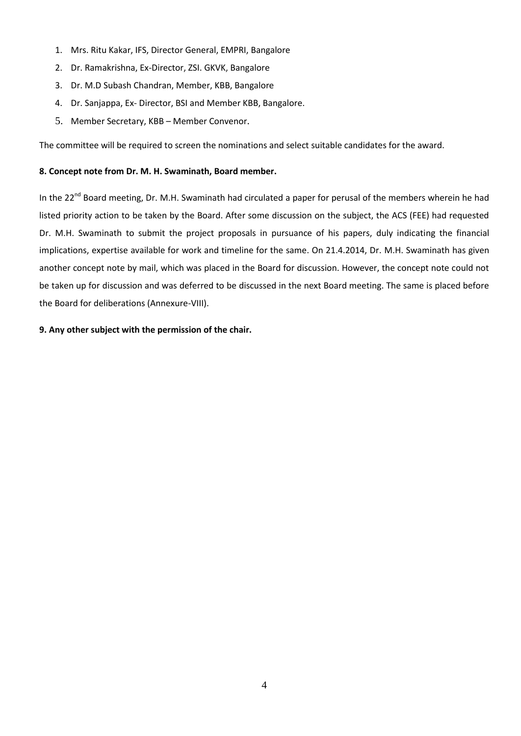1. Mrs. Ritu Kakar, IFS, Director General, EMPRI, Bangalore
2. Dr. Ramakrishna, Ex-Director, ZSI. GKVK, Bangalore
3. Dr. M.D Subash Chandran, Member, KBB, Bangalore
4. Dr. Sanjappa, Ex- Director, BSI and Member KBB, Bangalore.
5. Member Secretary, KBB – Member Convenor.

The committee will be required to screen the nominations and select suitable candidates for the award.

**8. Concept note from Dr. M. H. Swaminath, Board member.**

In the 22nd Board meeting, Dr. M.H. Swaminath had circulated a paper for perusal of the members wherein he had listed priority action to be taken by the Board. After some discussion on the subject, the ACS (FEE) had requested Dr. M.H. Swaminath to submit the project proposals in pursuance of his papers, duly indicating the financial implications, expertise available for work and timeline for the same. On 21.4.2014, Dr. M.H. Swaminath has given another concept note by mail, which was placed in the Board for discussion. However, the concept note could not be taken up for discussion and was deferred to be discussed in the next Board meeting. The same is placed before the Board for deliberations (Annexure-VIII).

**9. Any other subject with the permission of the chair.**